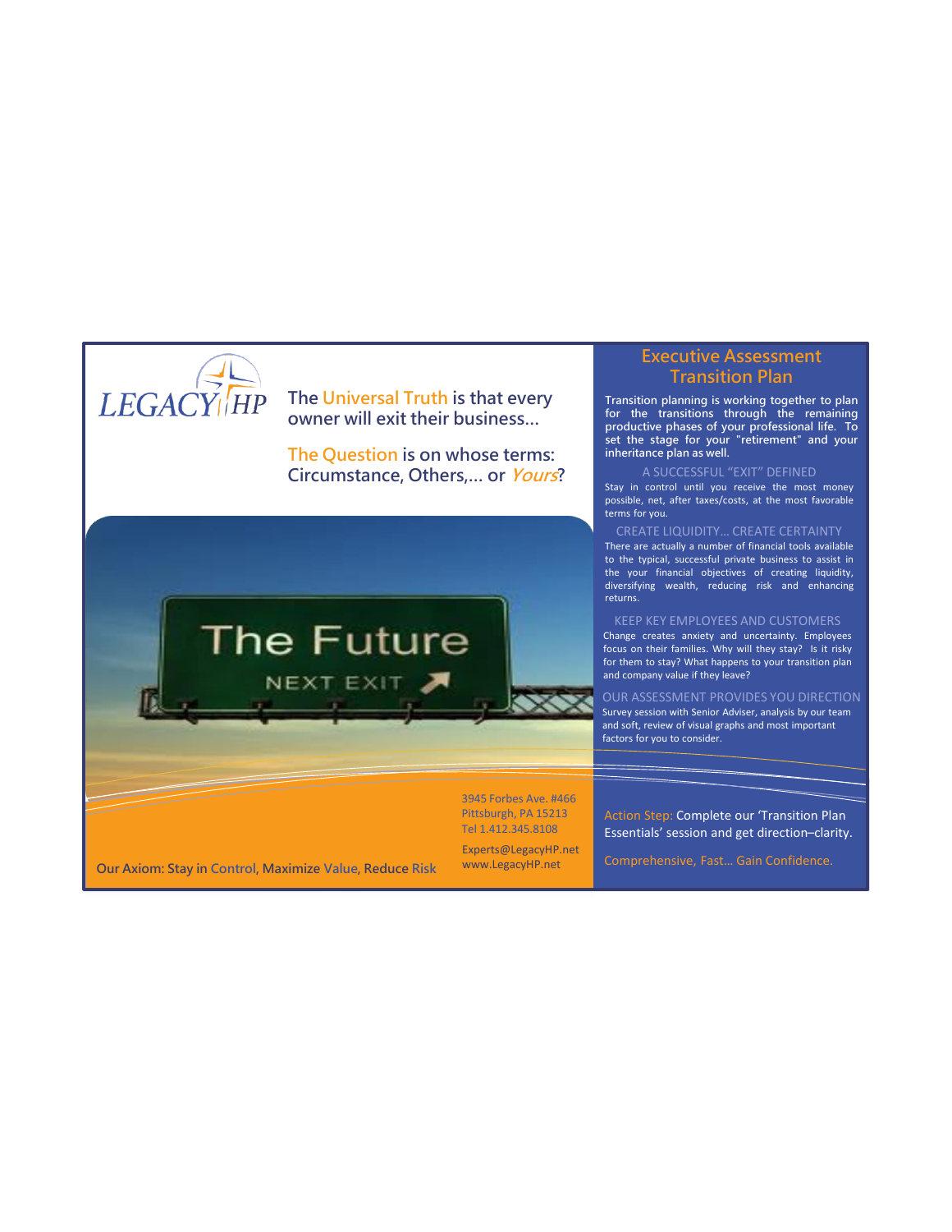LEGACY HP

The Universal Truth is that every owner will exit their business...

The Question is on whose terms: Circumstance, Others,... or *Yours*?

The Future

NEXT EXIT

3945 Forbes Ave. #466
Pittsburgh, PA 15213
Tel 1.412.345.8108

Experts@LegacyHP.net
www.LegacyHP.net

Our Axiom: Stay in Control, Maximize Value, Reduce Risk

# Executive Assessment Transition Plan

**Transition planning is working together to plan for the transitions through the remaining productive phases of your professional life. To set the stage for your "retirement" and your inheritance plan as well.**

## A SUCCESSFUL "EXIT" DEFINED

Stay in control until you receive the most money possible, net, after taxes/costs, at the most favorable terms for you.

## CREATE LIQUIDITY... CREATE CERTAINTY

There are actually a number of financial tools available to the typical, successful private business to assist in the your financial objectives of creating liquidity, diversifying wealth, reducing risk and enhancing returns.

## KEEP KEY EMPLOYEES AND CUSTOMERS

Change creates anxiety and uncertainty. Employees focus on their families. Why will they stay? Is it risky for them to stay? What happens to your transition plan and company value if they leave?

## OUR ASSESSMENT PROVIDES YOU DIRECTION

Survey session with Senior Adviser, analysis by our team and soft, review of visual graphs and most important factors for you to consider.

Action Step: Complete our 'Transition Plan Essentials' session and get direction–clarity.

Comprehensive, Fast... Gain Confidence.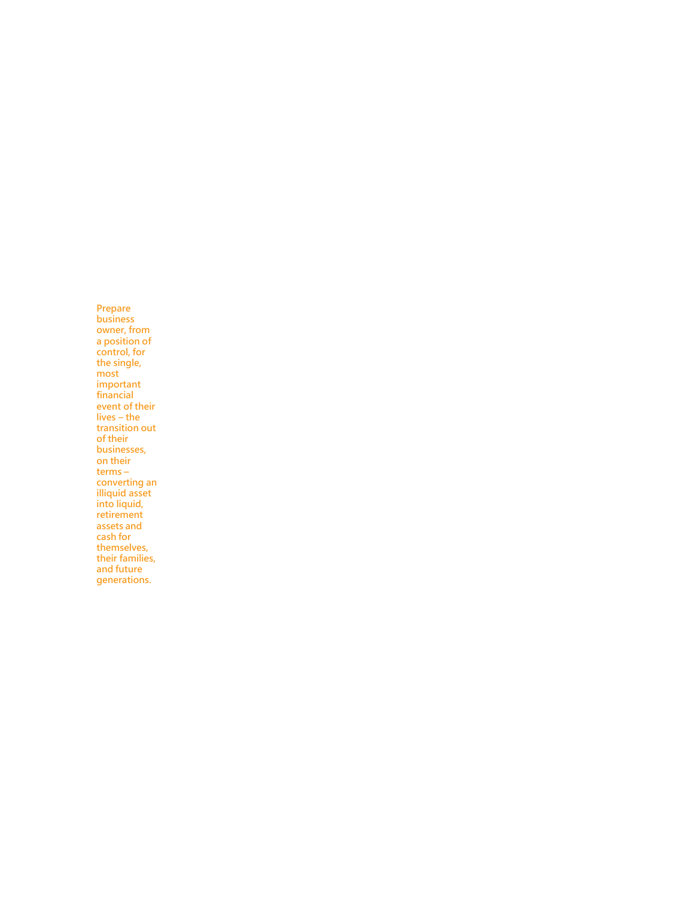Prepare business owner, from a position of control, for the single, most important financial event of their lives – the transition out of their businesses, on their terms – converting an illiquid asset into liquid, retirement assets and cash for themselves, their families, and future generations.